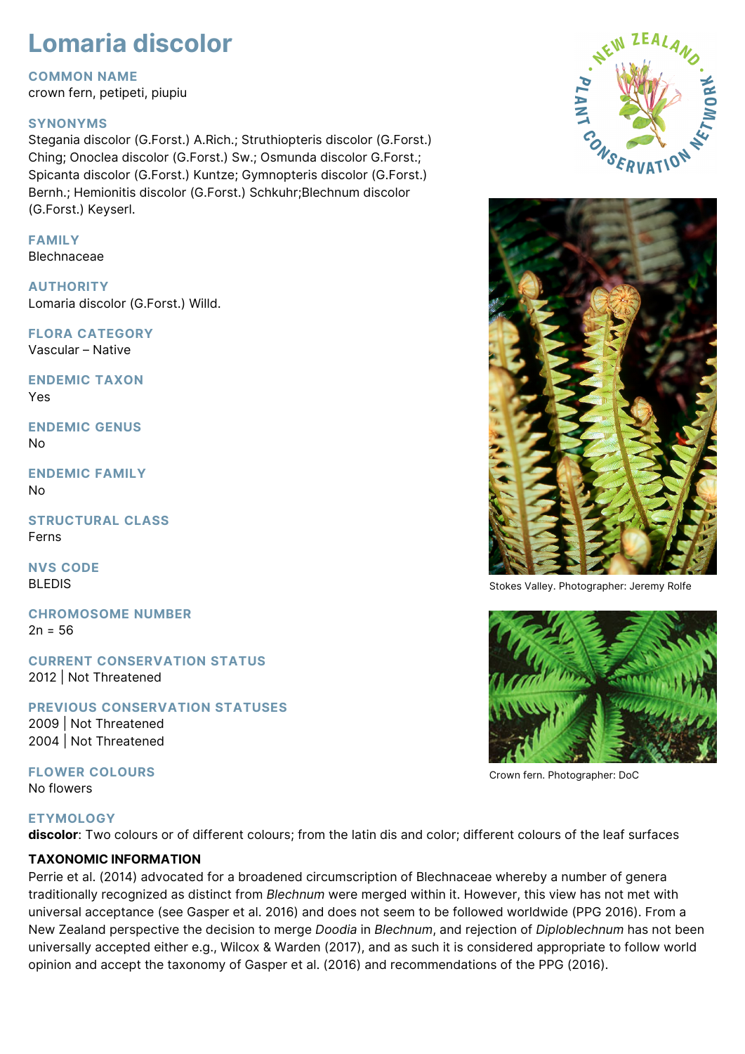# Lomaria discolor

## COMMON NAME
crown fern, petipeti, piupiu

## SYNONYMS
Stegania discolor (G.Forst.) A.Rich.; Struthiopteris discolor (G.Forst.) Ching; Onoclea discolor (G.Forst.) Sw.; Osmunda discolor G.Forst.; Spicanta discolor (G.Forst.) Kuntze; Gymnopteris discolor (G.Forst.) Bernh.; Hemionitis discolor (G.Forst.) Schkuhr;Blechnum discolor (G.Forst.) Keyserl.

## FAMILY
Blechnaceae

## AUTHORITY
Lomaria discolor (G.Forst.) Willd.

## FLORA CATEGORY
Vascular – Native

## ENDEMIC TAXON
Yes

## ENDEMIC GENUS
No

## ENDEMIC FAMILY
No

## STRUCTURAL CLASS
Ferns

## NVS CODE
BLEDIS

## CHROMOSOME NUMBER
2n = 56

## CURRENT CONSERVATION STATUS
2012 | Not Threatened

## PREVIOUS CONSERVATION STATUSES
2009 | Not Threatened
2004 | Not Threatened

## FLOWER COLOURS
No flowers

Stokes Valley. Photographer: Jeremy Rolfe

Crown fern. Photographer: DoC

## ETYMOLOGY
**discolor**: Two colours or of different colours; from the latin dis and color; different colours of the leaf surfaces

## TAXONOMIC INFORMATION
Perrie et al. (2014) advocated for a broadened circumscription of Blechnaceae whereby a number of genera traditionally recognized as distinct from *Blechnum* were merged within it. However, this view has not met with universal acceptance (see Gasper et al. 2016) and does not seem to be followed worldwide (PPG 2016). From a New Zealand perspective the decision to merge *Doodia* in *Blechnum*, and rejection of *Diploblechnum* has not been universally accepted either e.g., Wilcox & Warden (2017), and as such it is considered appropriate to follow world opinion and accept the taxonomy of Gasper et al. (2016) and recommendations of the PPG (2016).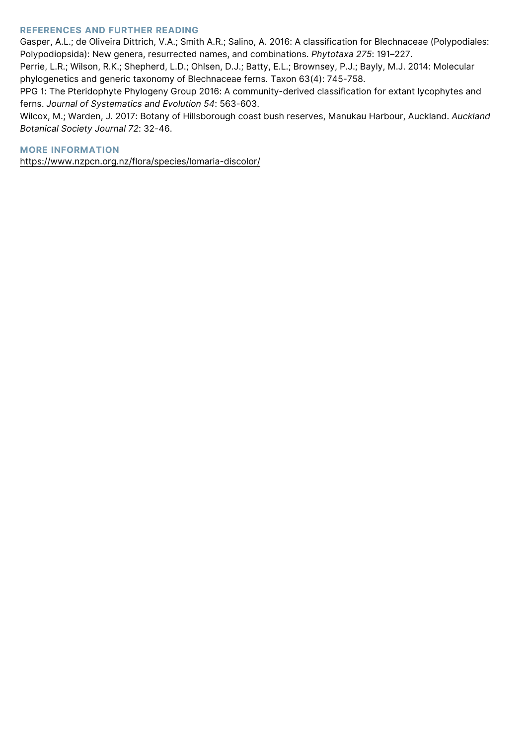## REFERENCES AND FURTHER READING

Gasper, A.L.; de Oliveira Dittrich, V.A.; Smith A.R.; Salino, A. 2016: A classification for Blechnaceae (Polypodiales: Polypodiopsida): New genera, resurrected names, and combinations. *Phytotaxa 275*: 191–227.

Perrie, L.R.; Wilson, R.K.; Shepherd, L.D.; Ohlsen, D.J.; Batty, E.L.; Brownsey, P.J.; Bayly, M.J. 2014: Molecular phylogenetics and generic taxonomy of Blechnaceae ferns. Taxon 63(4): 745-758.

PPG 1: The Pteridophyte Phylogeny Group 2016: A community-derived classification for extant lycophytes and ferns. *Journal of Systematics and Evolution 54*: 563-603.

Wilcox, M.; Warden, J. 2017: Botany of Hillsborough coast bush reserves, Manukau Harbour, Auckland. *Auckland Botanical Society Journal 72*: 32-46.

## MORE INFORMATION

https://www.nzpcn.org.nz/flora/species/lomaria-discolor/